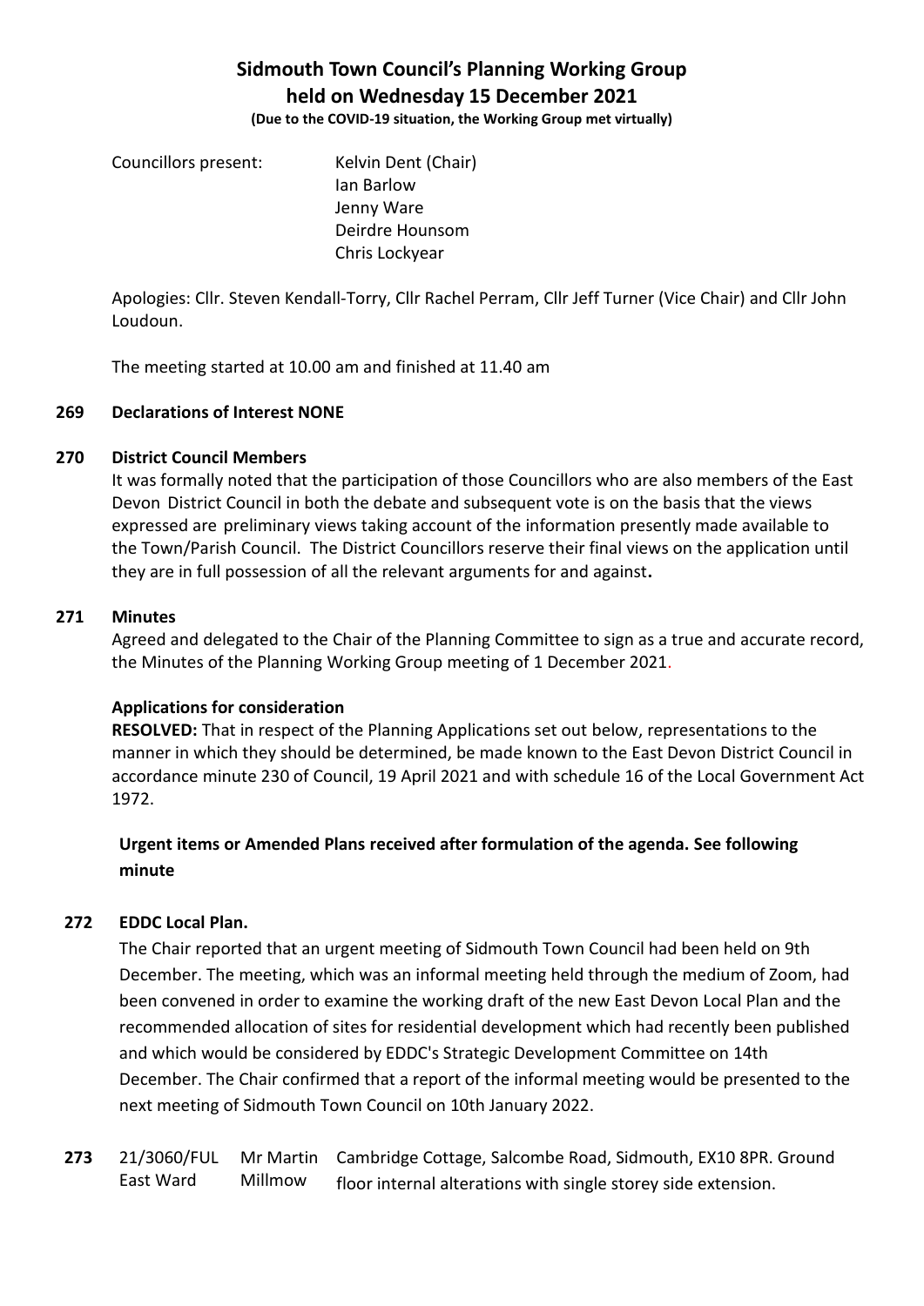# Sidmouth Town Council's Planning Working Group held on Wednesday 15 December 2021

**(Due to the COVID-19 situation, the Working Group met virtually)**

Councillors present: Kelvin Dent (Chair)
Ian Barlow
Jenny Ware
Deirdre Hounsom
Chris Lockyear

Apologies: Cllr. Steven Kendall-Torry, Cllr Rachel Perram, Cllr Jeff Turner (Vice Chair) and Cllr John Loudoun.

The meeting started at 10.00 am and finished at 11.40 am

**269 Declarations of Interest NONE**

**270 District Council Members**

It was formally noted that the participation of those Councillors who are also members of the East Devon District Council in both the debate and subsequent vote is on the basis that the views expressed are preliminary views taking account of the information presently made available to the Town/Parish Council. The District Councillors reserve their final views on the application until they are in full possession of all the relevant arguments for and against**.**

**271 Minutes**

Agreed and delegated to the Chair of the Planning Committee to sign as a true and accurate record, the Minutes of the Planning Working Group meeting of 1 December 2021.

**Applications for consideration**

**RESOLVED:** That in respect of the Planning Applications set out below, representations to the manner in which they should be determined, be made known to the East Devon District Council in accordance minute 230 of Council, 19 April 2021 and with schedule 16 of the Local Government Act 1972.

**Urgent items or Amended Plans received after formulation of the agenda. See following minute**

**272 EDDC Local Plan.**

The Chair reported that an urgent meeting of Sidmouth Town Council had been held on 9th December. The meeting, which was an informal meeting held through the medium of Zoom, had been convened in order to examine the working draft of the new East Devon Local Plan and the recommended allocation of sites for residential development which had recently been published and which would be considered by EDDC's Strategic Development Committee on 14th December. The Chair confirmed that a report of the informal meeting would be presented to the next meeting of Sidmouth Town Council on 10th January 2022.

| **273** | 21/3060/FUL East Ward | Mr Martin Millmow | Cambridge Cottage, Salcombe Road, Sidmouth, EX10 8PR. Ground floor internal alterations with single storey side extension. |
|---|---|---|---|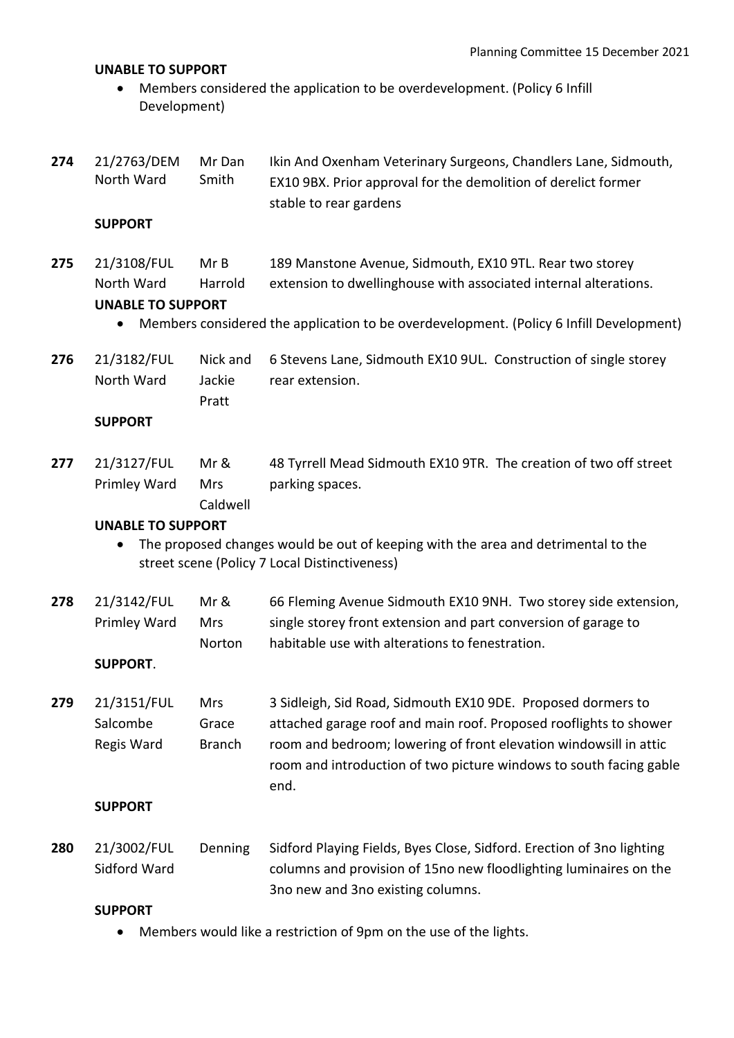**UNABLE TO SUPPORT**

- Members considered the application to be overdevelopment. (Policy 6 Infill Development)

| | | | |
|---|---|---|---|
| **274** | 21/2763/DEM North Ward | Mr Dan Smith | Ikin And Oxenham Veterinary Surgeons, Chandlers Lane, Sidmouth, EX10 9BX. Prior approval for the demolition of derelict former stable to rear gardens |

**SUPPORT**

| | | | |
|---|---|---|---|
| **275** | 21/3108/FUL North Ward | Mr B Harrold | 189 Manstone Avenue, Sidmouth, EX10 9TL. Rear two storey extension to dwellinghouse with associated internal alterations. |

**UNABLE TO SUPPORT**

- Members considered the application to be overdevelopment. (Policy 6 Infill Development)

| | | | |
|---|---|---|---|
| **276** | 21/3182/FUL North Ward | Nick and Jackie Pratt | 6 Stevens Lane, Sidmouth EX10 9UL. Construction of single storey rear extension. |

**SUPPORT**

| | | | |
|---|---|---|---|
| **277** | 21/3127/FUL Primley Ward | Mr & Mrs Caldwell | 48 Tyrrell Mead Sidmouth EX10 9TR. The creation of two off street parking spaces. |

**UNABLE TO SUPPORT**

- The proposed changes would be out of keeping with the area and detrimental to the street scene (Policy 7 Local Distinctiveness)

| | | | |
|---|---|---|---|
| **278** | 21/3142/FUL Primley Ward | Mr & Mrs Norton | 66 Fleming Avenue Sidmouth EX10 9NH. Two storey side extension, single storey front extension and part conversion of garage to habitable use with alterations to fenestration. |

**SUPPORT**.

| | | | |
|---|---|---|---|
| **279** | 21/3151/FUL Salcombe Regis Ward | Mrs Grace Branch | 3 Sidleigh, Sid Road, Sidmouth EX10 9DE. Proposed dormers to attached garage roof and main roof. Proposed rooflights to shower room and bedroom; lowering of front elevation windowsill in attic room and introduction of two picture windows to south facing gable end. |

**SUPPORT**

| | | | |
|---|---|---|---|
| **280** | 21/3002/FUL Sidford Ward | Denning | Sidford Playing Fields, Byes Close, Sidford. Erection of 3no lighting columns and provision of 15no new floodlighting luminaires on the 3no new and 3no existing columns. |

**SUPPORT**

- Members would like a restriction of 9pm on the use of the lights.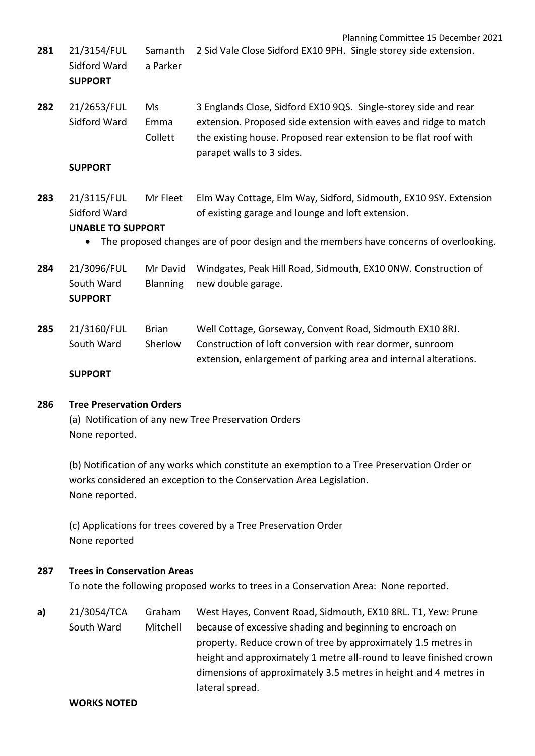**281** 21/3154/FUL Sidford Ward — Samantha Parker — 2 Sid Vale Close Sidford EX10 9PH. Single storey side extension.

**SUPPORT**

**282** 21/2653/FUL Sidford Ward — Ms Emma Collett — 3 Englands Close, Sidford EX10 9QS. Single-storey side and rear extension. Proposed side extension with eaves and ridge to match the existing house. Proposed rear extension to be flat roof with parapet walls to 3 sides.

**SUPPORT**

**283** 21/3115/FUL Sidford Ward — Mr Fleet — Elm Way Cottage, Elm Way, Sidford, Sidmouth, EX10 9SY. Extension of existing garage and lounge and loft extension.

**UNABLE TO SUPPORT**

- The proposed changes are of poor design and the members have concerns of overlooking.

**284** 21/3096/FUL South Ward — Mr David Blanning — Windgates, Peak Hill Road, Sidmouth, EX10 0NW. Construction of new double garage.

**SUPPORT**

**285** 21/3160/FUL South Ward — Brian Sherlow — Well Cottage, Gorseway, Convent Road, Sidmouth EX10 8RJ. Construction of loft conversion with rear dormer, sunroom extension, enlargement of parking area and internal alterations.

**SUPPORT**

**286 Tree Preservation Orders**

(a) Notification of any new Tree Preservation Orders
None reported.

(b) Notification of any works which constitute an exemption to a Tree Preservation Order or works considered an exception to the Conservation Area Legislation.
None reported.

(c) Applications for trees covered by a Tree Preservation Order
None reported

**287 Trees in Conservation Areas**

To note the following proposed works to trees in a Conservation Area: None reported.

**a)** 21/3054/TCA South Ward — Graham Mitchell — West Hayes, Convent Road, Sidmouth, EX10 8RL. T1, Yew: Prune because of excessive shading and beginning to encroach on property. Reduce crown of tree by approximately 1.5 metres in height and approximately 1 metre all-round to leave finished crown dimensions of approximately 3.5 metres in height and 4 metres in lateral spread.

**WORKS NOTED**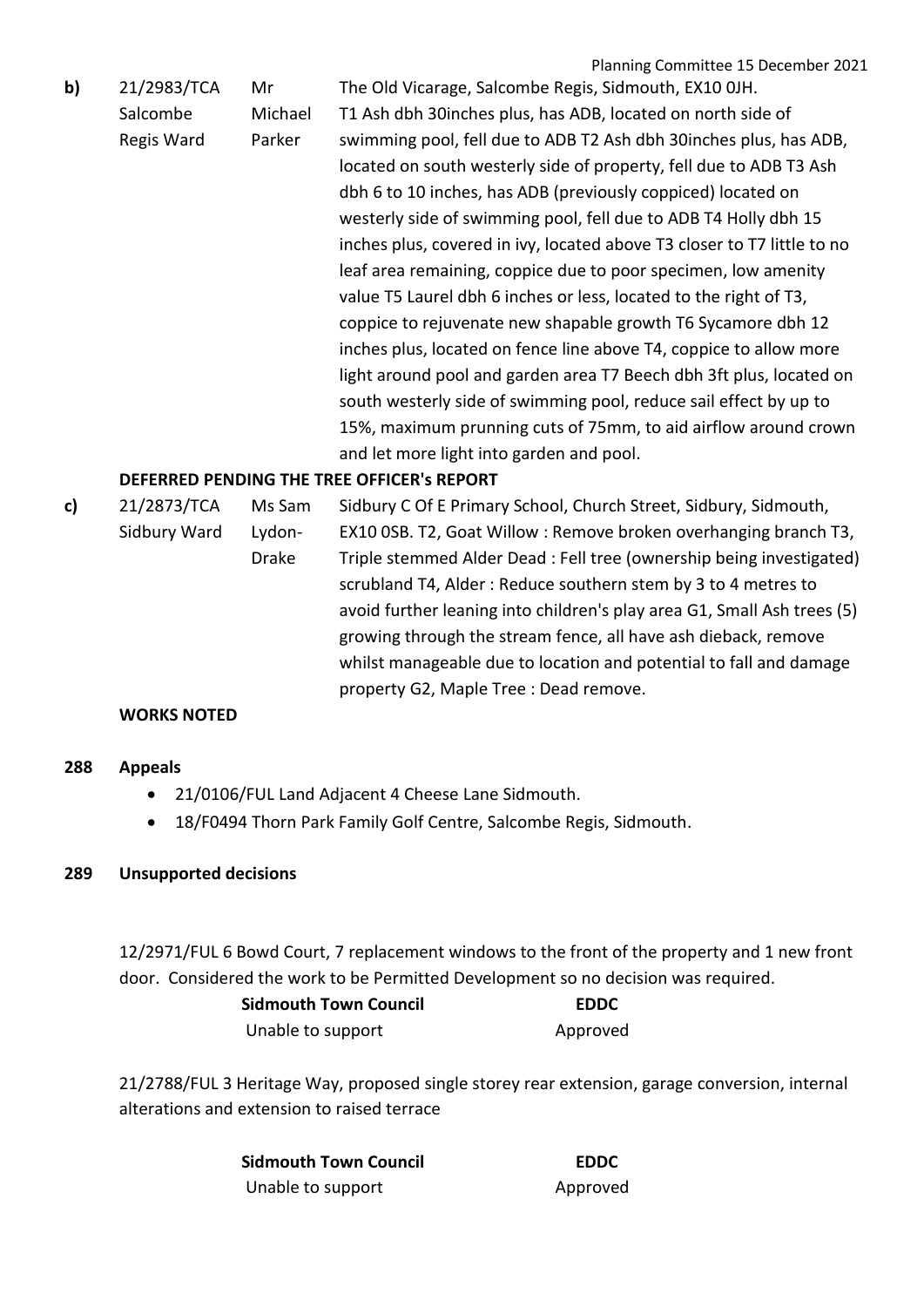**b)** 21/2983/TCA Salcombe Regis Ward — Mr Michael Parker — The Old Vicarage, Salcombe Regis, Sidmouth, EX10 0JH. T1 Ash dbh 30inches plus, has ADB, located on north side of swimming pool, fell due to ADB T2 Ash dbh 30inches plus, has ADB, located on south westerly side of property, fell due to ADB T3 Ash dbh 6 to 10 inches, has ADB (previously coppiced) located on westerly side of swimming pool, fell due to ADB T4 Holly dbh 15 inches plus, covered in ivy, located above T3 closer to T7 little to no leaf area remaining, coppice due to poor specimen, low amenity value T5 Laurel dbh 6 inches or less, located to the right of T3, coppice to rejuvenate new shapable growth T6 Sycamore dbh 12 inches plus, located on fence line above T4, coppice to allow more light around pool and garden area T7 Beech dbh 3ft plus, located on south westerly side of swimming pool, reduce sail effect by up to 15%, maximum prunning cuts of 75mm, to aid airflow around crown and let more light into garden and pool.

**DEFERRED PENDING THE TREE OFFICER's REPORT**

**c)** 21/2873/TCA Sidbury Ward — Ms Sam Lydon-Drake — Sidbury C Of E Primary School, Church Street, Sidbury, Sidmouth, EX10 0SB. T2, Goat Willow : Remove broken overhanging branch T3, Triple stemmed Alder Dead : Fell tree (ownership being investigated) scrubland T4, Alder : Reduce southern stem by 3 to 4 metres to avoid further leaning into children's play area G1, Small Ash trees (5) growing through the stream fence, all have ash dieback, remove whilst manageable due to location and potential to fall and damage property G2, Maple Tree : Dead remove.

**WORKS NOTED**

## 288 Appeals

- 21/0106/FUL Land Adjacent 4 Cheese Lane Sidmouth.
- 18/F0494 Thorn Park Family Golf Centre, Salcombe Regis, Sidmouth.

## 289 Unsupported decisions

12/2971/FUL 6 Bowd Court, 7 replacement windows to the front of the property and 1 new front door. Considered the work to be Permitted Development so no decision was required.

| Sidmouth Town Council | EDDC |
|---|---|
| Unable to support | Approved |

21/2788/FUL 3 Heritage Way, proposed single storey rear extension, garage conversion, internal alterations and extension to raised terrace

| Sidmouth Town Council | EDDC |
|---|---|
| Unable to support | Approved |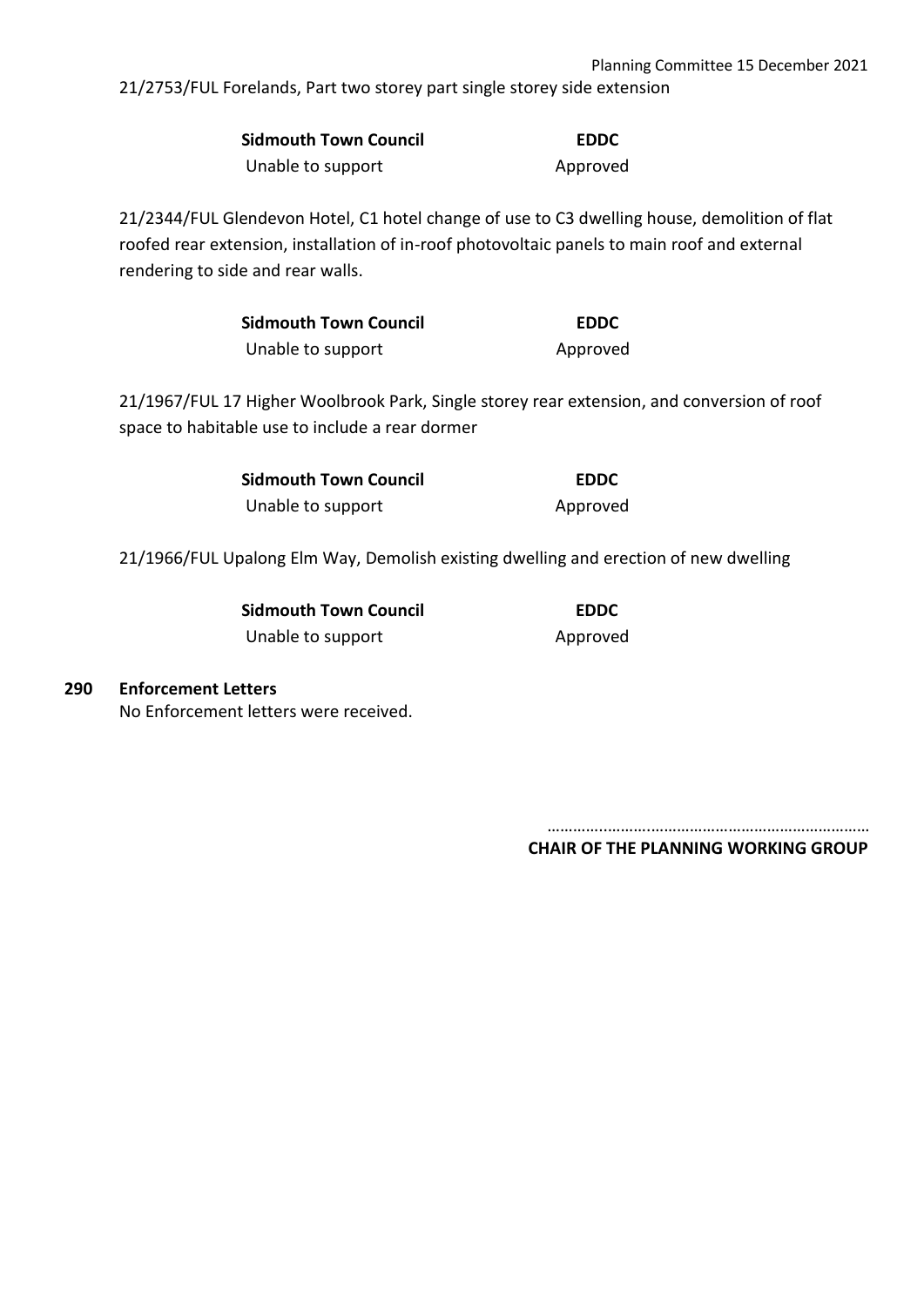21/2753/FUL Forelands, Part two storey part single storey side extension

| Sidmouth Town Council | EDDC |
| --- | --- |
| Unable to support | Approved |

21/2344/FUL Glendevon Hotel, C1 hotel change of use to C3 dwelling house, demolition of flat roofed rear extension, installation of in-roof photovoltaic panels to main roof and external rendering to side and rear walls.

| Sidmouth Town Council | EDDC |
| --- | --- |
| Unable to support | Approved |

21/1967/FUL 17 Higher Woolbrook Park, Single storey rear extension, and conversion of roof space to habitable use to include a rear dormer

| Sidmouth Town Council | EDDC |
| --- | --- |
| Unable to support | Approved |

21/1966/FUL Upalong Elm Way, Demolish existing dwelling and erection of new dwelling

| Sidmouth Town Council | EDDC |
| --- | --- |
| Unable to support | Approved |

**290 Enforcement Letters**

No Enforcement letters were received.

……………………………………………………………

**CHAIR OF THE PLANNING WORKING GROUP**